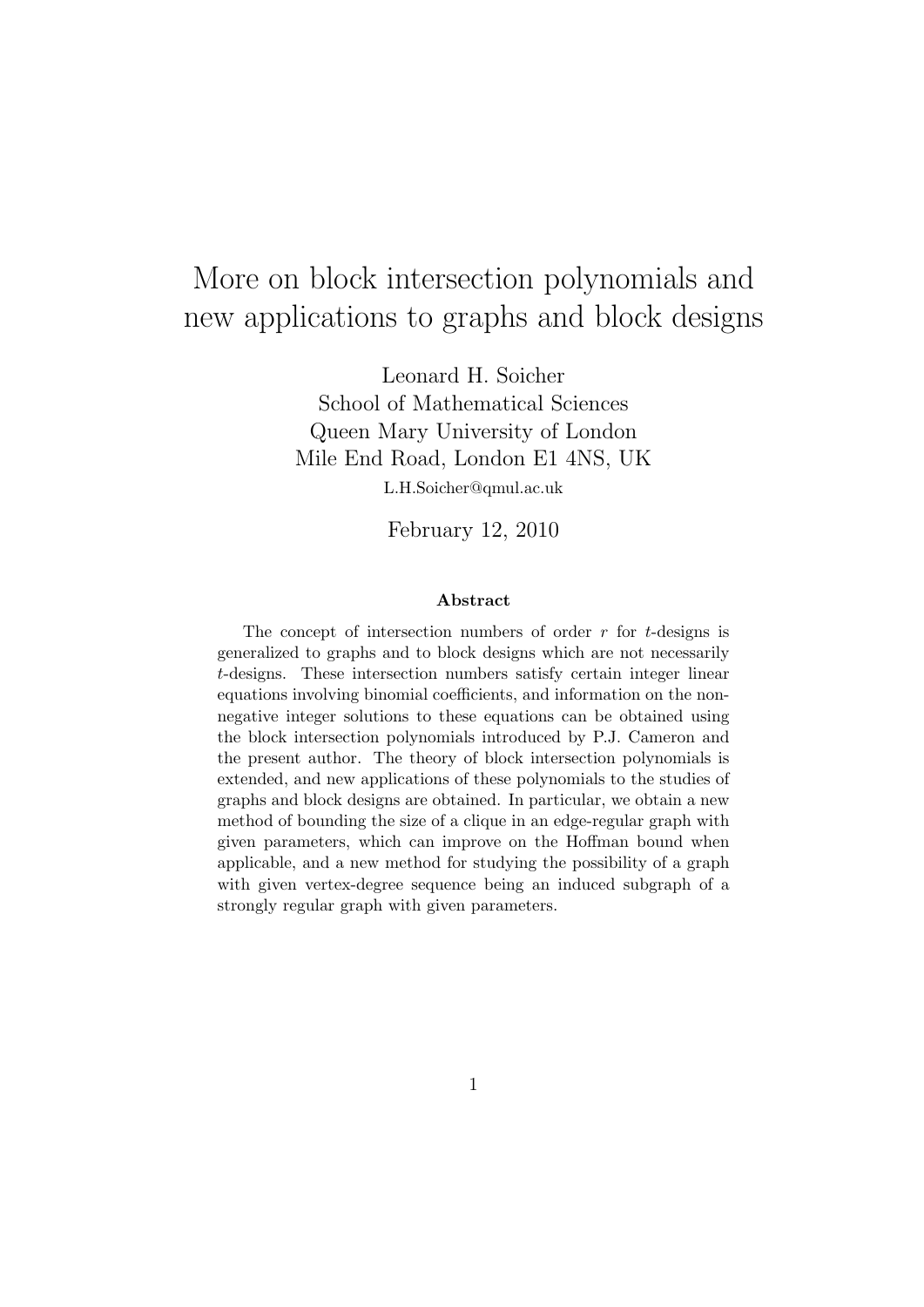# More on block intersection polynomials and new applications to graphs and block designs

Leonard H. Soicher
School of Mathematical Sciences
Queen Mary University of London
Mile End Road, London E1 4NS, UK
L.H.Soicher@qmul.ac.uk

February 12, 2010

### Abstract

The concept of intersection numbers of order $r$ for $t$-designs is generalized to graphs and to block designs which are not necessarily $t$-designs. These intersection numbers satisfy certain integer linear equations involving binomial coefficients, and information on the non-negative integer solutions to these equations can be obtained using the block intersection polynomials introduced by P.J. Cameron and the present author. The theory of block intersection polynomials is extended, and new applications of these polynomials to the studies of graphs and block designs are obtained. In particular, we obtain a new method of bounding the size of a clique in an edge-regular graph with given parameters, which can improve on the Hoffman bound when applicable, and a new method for studying the possibility of a graph with given vertex-degree sequence being an induced subgraph of a strongly regular graph with given parameters.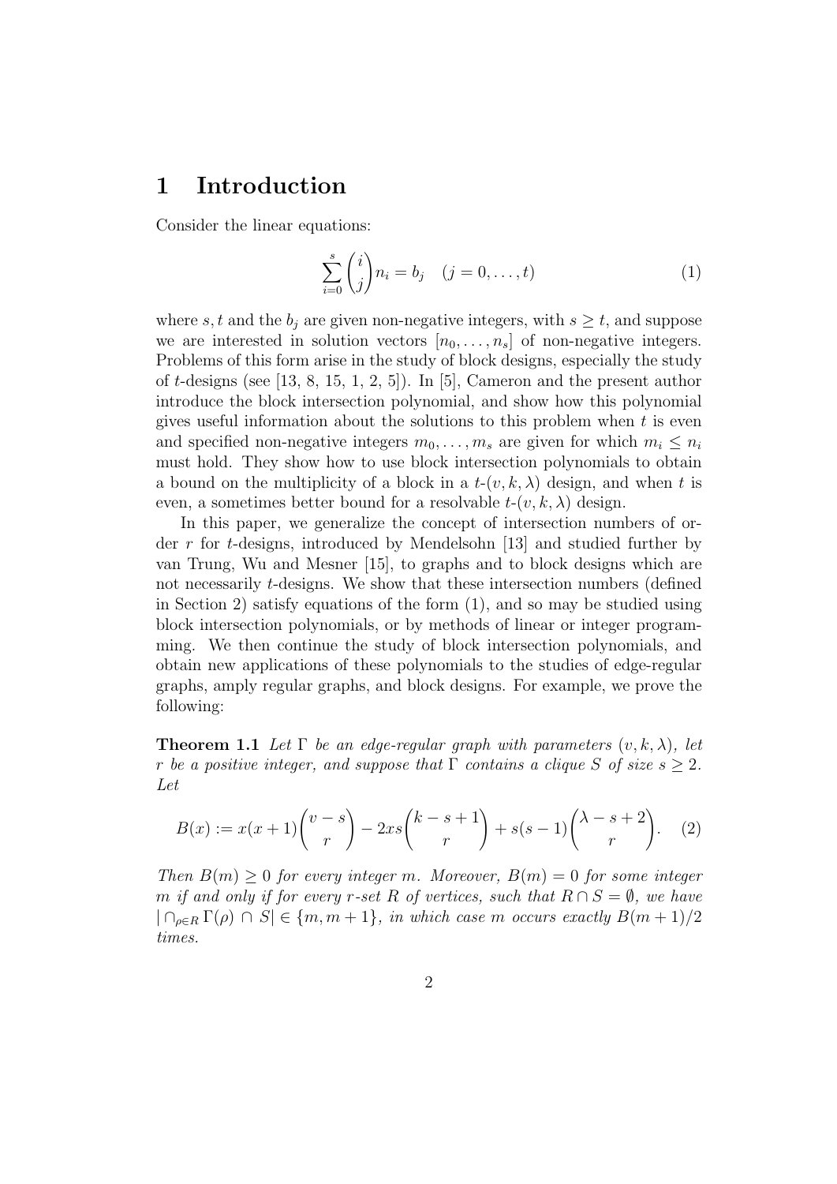# 1 Introduction

Consider the linear equations:

$$\sum_{i=0}^{s} \binom{i}{j} n_i = b_j \quad (j = 0, \ldots, t) \tag{1}$$

where $s, t$ and the $b_j$ are given non-negative integers, with $s \geq t$, and suppose we are interested in solution vectors $[n_0, \ldots, n_s]$ of non-negative integers. Problems of this form arise in the study of block designs, especially the study of $t$-designs (see [13, 8, 15, 1, 2, 5]). In [5], Cameron and the present author introduce the block intersection polynomial, and show how this polynomial gives useful information about the solutions to this problem when $t$ is even and specified non-negative integers $m_0, \ldots, m_s$ are given for which $m_i \leq n_i$ must hold. They show how to use block intersection polynomials to obtain a bound on the multiplicity of a block in a $t$-$(v, k, \lambda)$ design, and when $t$ is even, a sometimes better bound for a resolvable $t$-$(v, k, \lambda)$ design.

In this paper, we generalize the concept of intersection numbers of order $r$ for $t$-designs, introduced by Mendelsohn [13] and studied further by van Trung, Wu and Mesner [15], to graphs and to block designs which are not necessarily $t$-designs. We show that these intersection numbers (defined in Section 2) satisfy equations of the form (1), and so may be studied using block intersection polynomials, or by methods of linear or integer programming. We then continue the study of block intersection polynomials, and obtain new applications of these polynomials to the studies of edge-regular graphs, amply regular graphs, and block designs. For example, we prove the following:

**Theorem 1.1** *Let $\Gamma$ be an edge-regular graph with parameters $(v, k, \lambda)$, let $r$ be a positive integer, and suppose that $\Gamma$ contains a clique $S$ of size $s \geq 2$. Let*

$$B(x) := x(x+1)\binom{v-s}{r} - 2xs\binom{k-s+1}{r} + s(s-1)\binom{\lambda - s + 2}{r}. \tag{2}$$

*Then $B(m) \geq 0$ for every integer $m$. Moreover, $B(m) = 0$ for some integer $m$ if and only if for every $r$-set $R$ of vertices, such that $R \cap S = \emptyset$, we have $|\cap_{\rho \in R} \Gamma(\rho) \cap S| \in \{m, m+1\}$, in which case $m$ occurs exactly $B(m+1)/2$ times.*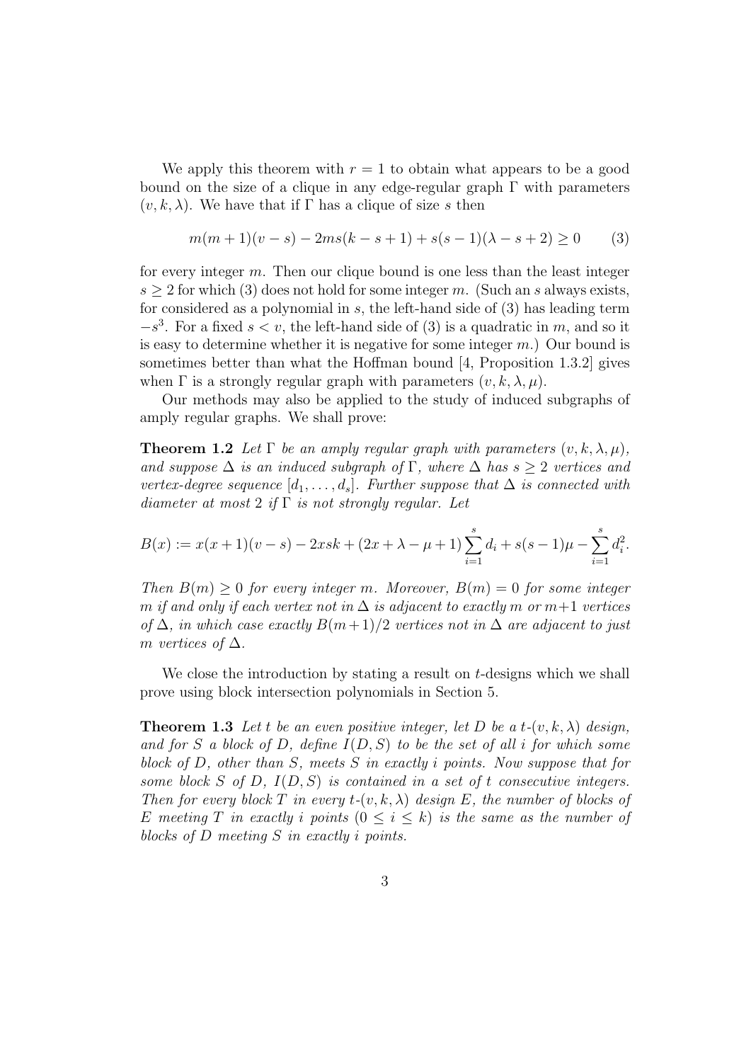We apply this theorem with $r = 1$ to obtain what appears to be a good bound on the size of a clique in any edge-regular graph $\Gamma$ with parameters $(v, k, \lambda)$. We have that if $\Gamma$ has a clique of size $s$ then

$$m(m+1)(v-s) - 2ms(k-s+1) + s(s-1)(\lambda - s + 2) \geq 0 \qquad (3)$$

for every integer $m$. Then our clique bound is one less than the least integer $s \geq 2$ for which (3) does not hold for some integer $m$. (Such an $s$ always exists, for considered as a polynomial in $s$, the left-hand side of (3) has leading term $-s^3$. For a fixed $s < v$, the left-hand side of (3) is a quadratic in $m$, and so it is easy to determine whether it is negative for some integer $m$.) Our bound is sometimes better than what the Hoffman bound [4, Proposition 1.3.2] gives when $\Gamma$ is a strongly regular graph with parameters $(v, k, \lambda, \mu)$.

Our methods may also be applied to the study of induced subgraphs of amply regular graphs. We shall prove:

**Theorem 1.2** *Let $\Gamma$ be an amply regular graph with parameters $(v, k, \lambda, \mu)$, and suppose $\Delta$ is an induced subgraph of $\Gamma$, where $\Delta$ has $s \geq 2$ vertices and vertex-degree sequence $[d_1, \ldots, d_s]$. Further suppose that $\Delta$ is connected with diameter at most 2 if $\Gamma$ is not strongly regular. Let*

$$B(x) := x(x+1)(v-s) - 2xsk + (2x + \lambda - \mu + 1)\sum_{i=1}^{s} d_i + s(s-1)\mu - \sum_{i=1}^{s} d_i^2.$$

*Then $B(m) \geq 0$ for every integer $m$. Moreover, $B(m) = 0$ for some integer $m$ if and only if each vertex not in $\Delta$ is adjacent to exactly $m$ or $m+1$ vertices of $\Delta$, in which case exactly $B(m+1)/2$ vertices not in $\Delta$ are adjacent to just $m$ vertices of $\Delta$.*

We close the introduction by stating a result on $t$-designs which we shall prove using block intersection polynomials in Section 5.

**Theorem 1.3** *Let $t$ be an even positive integer, let $D$ be a $t$-$(v, k, \lambda)$ design, and for $S$ a block of $D$, define $I(D, S)$ to be the set of all $i$ for which some block of $D$, other than $S$, meets $S$ in exactly $i$ points. Now suppose that for some block $S$ of $D$, $I(D, S)$ is contained in a set of $t$ consecutive integers. Then for every block $T$ in every $t$-$(v, k, \lambda)$ design $E$, the number of blocks of $E$ meeting $T$ in exactly $i$ points $(0 \leq i \leq k)$ is the same as the number of blocks of $D$ meeting $S$ in exactly $i$ points.*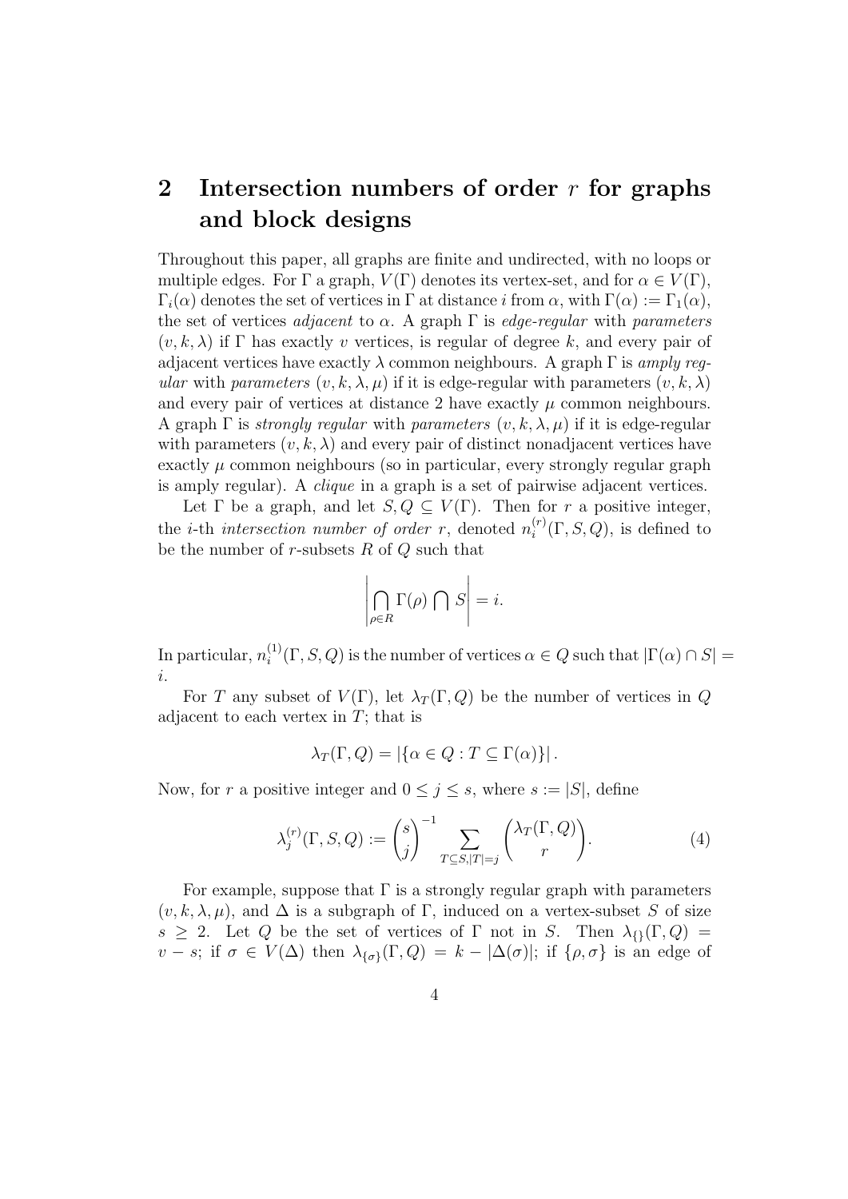## 2 Intersection numbers of order $r$ for graphs and block designs

Throughout this paper, all graphs are finite and undirected, with no loops or multiple edges. For $\Gamma$ a graph, $V(\Gamma)$ denotes its vertex-set, and for $\alpha \in V(\Gamma)$, $\Gamma_i(\alpha)$ denotes the set of vertices in $\Gamma$ at distance $i$ from $\alpha$, with $\Gamma(\alpha) := \Gamma_1(\alpha)$, the set of vertices *adjacent* to $\alpha$. A graph $\Gamma$ is *edge-regular* with *parameters* $(v, k, \lambda)$ if $\Gamma$ has exactly $v$ vertices, is regular of degree $k$, and every pair of adjacent vertices have exactly $\lambda$ common neighbours. A graph $\Gamma$ is *amply regular* with *parameters* $(v, k, \lambda, \mu)$ if it is edge-regular with parameters $(v, k, \lambda)$ and every pair of vertices at distance 2 have exactly $\mu$ common neighbours. A graph $\Gamma$ is *strongly regular* with *parameters* $(v, k, \lambda, \mu)$ if it is edge-regular with parameters $(v, k, \lambda)$ and every pair of distinct nonadjacent vertices have exactly $\mu$ common neighbours (so in particular, every strongly regular graph is amply regular). A *clique* in a graph is a set of pairwise adjacent vertices.

Let $\Gamma$ be a graph, and let $S, Q \subseteq V(\Gamma)$. Then for $r$ a positive integer, the $i$-th *intersection number of order* $r$, denoted $n_i^{(r)}(\Gamma, S, Q)$, is defined to be the number of $r$-subsets $R$ of $Q$ such that

$$\left| \bigcap_{\rho \in R} \Gamma(\rho) \bigcap S \right| = i.$$

In particular, $n_i^{(1)}(\Gamma, S, Q)$ is the number of vertices $\alpha \in Q$ such that $|\Gamma(\alpha) \cap S| = i$.

For $T$ any subset of $V(\Gamma)$, let $\lambda_T(\Gamma, Q)$ be the number of vertices in $Q$ adjacent to each vertex in $T$; that is

$$\lambda_T(\Gamma, Q) = |\{\alpha \in Q : T \subseteq \Gamma(\alpha)\}|.$$

Now, for $r$ a positive integer and $0 \le j \le s$, where $s := |S|$, define

$$\lambda_j^{(r)}(\Gamma, S, Q) := \binom{s}{j}^{-1} \sum_{T \subseteq S, |T| = j} \binom{\lambda_T(\Gamma, Q)}{r}. \tag{4}$$

For example, suppose that $\Gamma$ is a strongly regular graph with parameters $(v, k, \lambda, \mu)$, and $\Delta$ is a subgraph of $\Gamma$, induced on a vertex-subset $S$ of size $s \ge 2$. Let $Q$ be the set of vertices of $\Gamma$ not in $S$. Then $\lambda_{\{\}}(\Gamma, Q) = v - s$; if $\sigma \in V(\Delta)$ then $\lambda_{\{\sigma\}}(\Gamma, Q) = k - |\Delta(\sigma)|$; if $\{\rho, \sigma\}$ is an edge of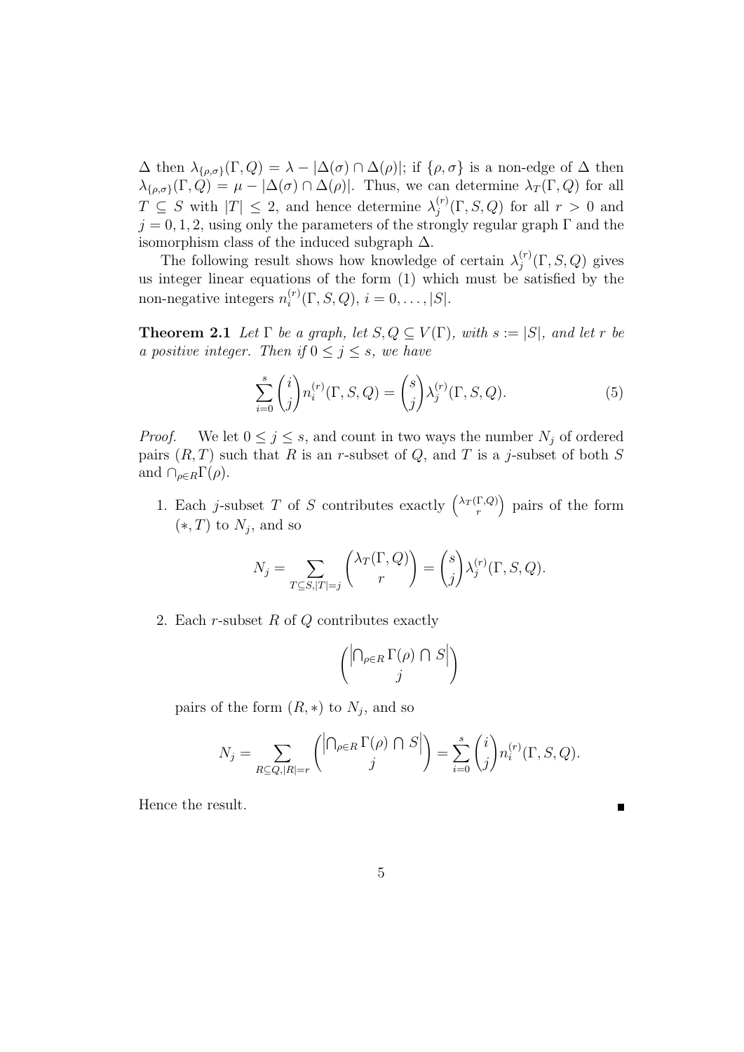$\Delta$ then $\lambda_{\{\rho,\sigma\}}(\Gamma, Q) = \lambda - |\Delta(\sigma) \cap \Delta(\rho)|$; if $\{\rho, \sigma\}$ is a non-edge of $\Delta$ then $\lambda_{\{\rho,\sigma\}}(\Gamma, Q) = \mu - |\Delta(\sigma) \cap \Delta(\rho)|$. Thus, we can determine $\lambda_T(\Gamma, Q)$ for all $T \subseteq S$ with $|T| \leq 2$, and hence determine $\lambda_j^{(r)}(\Gamma, S, Q)$ for all $r > 0$ and $j = 0, 1, 2$, using only the parameters of the strongly regular graph $\Gamma$ and the isomorphism class of the induced subgraph $\Delta$.

The following result shows how knowledge of certain $\lambda_j^{(r)}(\Gamma, S, Q)$ gives us integer linear equations of the form (1) which must be satisfied by the non-negative integers $n_i^{(r)}(\Gamma, S, Q)$, $i = 0, \ldots, |S|$.

**Theorem 2.1** *Let $\Gamma$ be a graph, let $S, Q \subseteq V(\Gamma)$, with $s := |S|$, and let $r$ be a positive integer. Then if $0 \leq j \leq s$, we have*

$$\sum_{i=0}^{s} \binom{i}{j} n_i^{(r)}(\Gamma, S, Q) = \binom{s}{j} \lambda_j^{(r)}(\Gamma, S, Q). \tag{5}$$

*Proof.* We let $0 \leq j \leq s$, and count in two ways the number $N_j$ of ordered pairs $(R, T)$ such that $R$ is an $r$-subset of $Q$, and $T$ is a $j$-subset of both $S$ and $\cap_{\rho \in R} \Gamma(\rho)$.

1. Each $j$-subset $T$ of $S$ contributes exactly $\binom{\lambda_T(\Gamma, Q)}{r}$ pairs of the form $(*, T)$ to $N_j$, and so

$$N_j = \sum_{T \subseteq S, |T|=j} \binom{\lambda_T(\Gamma, Q)}{r} = \binom{s}{j} \lambda_j^{(r)}(\Gamma, S, Q).$$

2. Each $r$-subset $R$ of $Q$ contributes exactly

$$\binom{\left|\bigcap_{\rho \in R} \Gamma(\rho) \cap S\right|}{j}$$

pairs of the form $(R, *)$ to $N_j$, and so

$$N_j = \sum_{R \subseteq Q, |R|=r} \binom{\left|\bigcap_{\rho \in R} \Gamma(\rho) \cap S\right|}{j} = \sum_{i=0}^{s} \binom{i}{j} n_i^{(r)}(\Gamma, S, Q).$$

Hence the result. ∎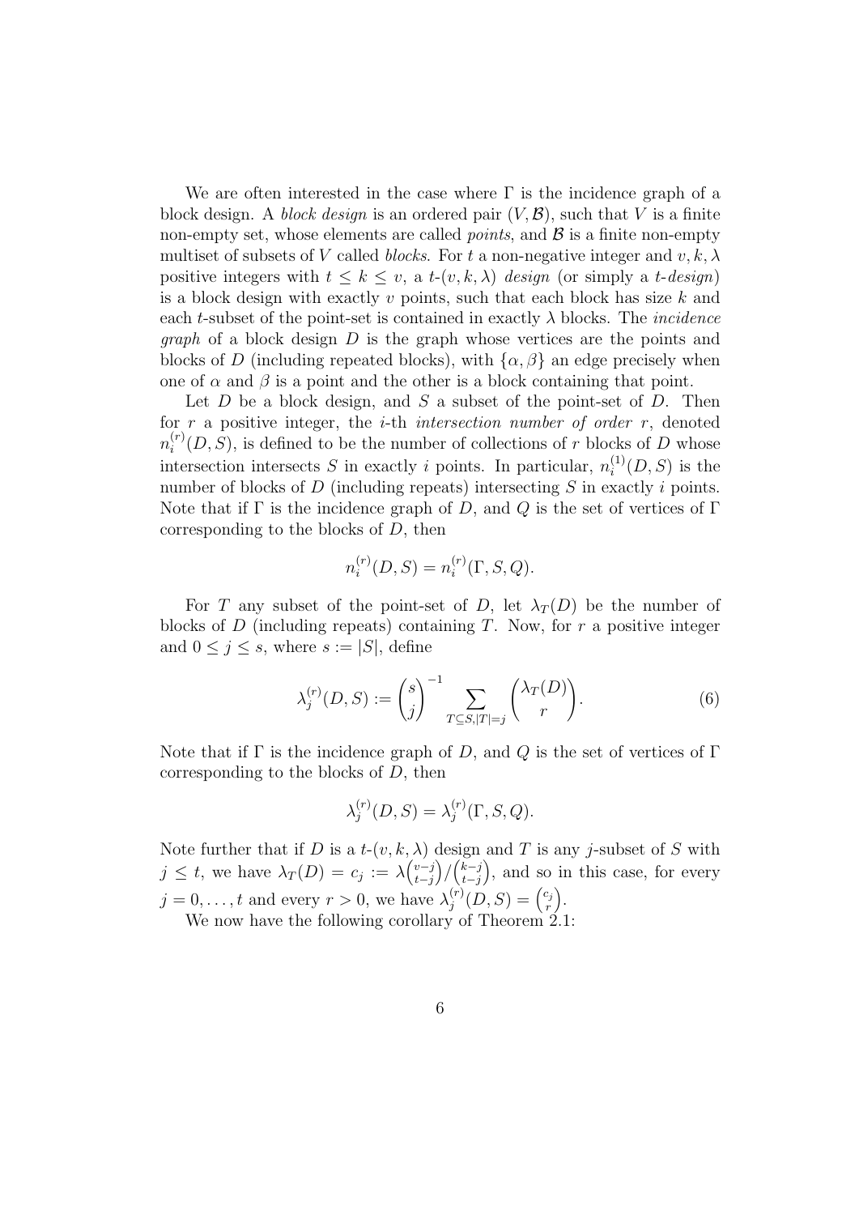We are often interested in the case where $\Gamma$ is the incidence graph of a block design. A *block design* is an ordered pair $(V, \mathcal{B})$, such that $V$ is a finite non-empty set, whose elements are called *points*, and $\mathcal{B}$ is a finite non-empty multiset of subsets of $V$ called *blocks*. For $t$ a non-negative integer and $v, k, \lambda$ positive integers with $t \leq k \leq v$, a $t$-$(v, k, \lambda)$ *design* (or simply a $t$-*design*) is a block design with exactly $v$ points, such that each block has size $k$ and each $t$-subset of the point-set is contained in exactly $\lambda$ blocks. The *incidence graph* of a block design $D$ is the graph whose vertices are the points and blocks of $D$ (including repeated blocks), with $\{\alpha, \beta\}$ an edge precisely when one of $\alpha$ and $\beta$ is a point and the other is a block containing that point.

Let $D$ be a block design, and $S$ a subset of the point-set of $D$. Then for $r$ a positive integer, the $i$-th *intersection number of order* $r$, denoted $n_i^{(r)}(D, S)$, is defined to be the number of collections of $r$ blocks of $D$ whose intersection intersects $S$ in exactly $i$ points. In particular, $n_i^{(1)}(D, S)$ is the number of blocks of $D$ (including repeats) intersecting $S$ in exactly $i$ points. Note that if $\Gamma$ is the incidence graph of $D$, and $Q$ is the set of vertices of $\Gamma$ corresponding to the blocks of $D$, then

$$n_i^{(r)}(D, S) = n_i^{(r)}(\Gamma, S, Q).$$

For $T$ any subset of the point-set of $D$, let $\lambda_T(D)$ be the number of blocks of $D$ (including repeats) containing $T$. Now, for $r$ a positive integer and $0 \leq j \leq s$, where $s := |S|$, define

$$\lambda_j^{(r)}(D, S) := \binom{s}{j}^{-1} \sum_{T \subseteq S, |T|=j} \binom{\lambda_T(D)}{r}. \tag{6}$$

Note that if $\Gamma$ is the incidence graph of $D$, and $Q$ is the set of vertices of $\Gamma$ corresponding to the blocks of $D$, then

$$\lambda_j^{(r)}(D, S) = \lambda_j^{(r)}(\Gamma, S, Q).$$

Note further that if $D$ is a $t$-$(v, k, \lambda)$ design and $T$ is any $j$-subset of $S$ with $j \leq t$, we have $\lambda_T(D) = c_j := \lambda\binom{v-j}{t-j}/\binom{k-j}{t-j}$, and so in this case, for every $j = 0, \dots, t$ and every $r > 0$, we have $\lambda_j^{(r)}(D, S) = \binom{c_j}{r}$.

We now have the following corollary of Theorem 2.1: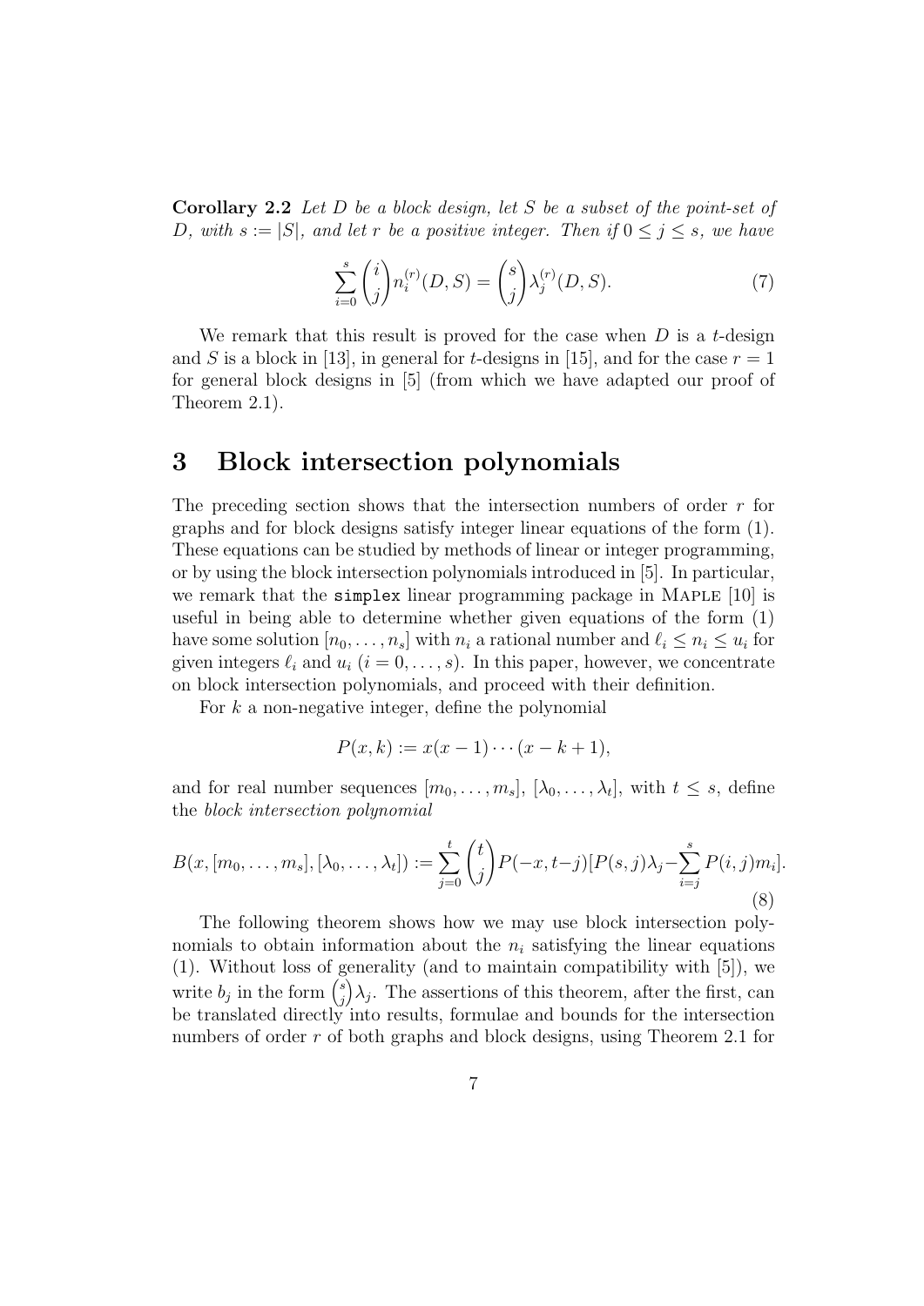**Corollary 2.2** *Let $D$ be a block design, let $S$ be a subset of the point-set of $D$, with $s := |S|$, and let $r$ be a positive integer. Then if $0 \leq j \leq s$, we have*

$$\sum_{i=0}^{s} \binom{i}{j} n_i^{(r)}(D,S) = \binom{s}{j} \lambda_j^{(r)}(D,S). \tag{7}$$

We remark that this result is proved for the case when $D$ is a $t$-design and $S$ is a block in [13], in general for $t$-designs in [15], and for the case $r = 1$ for general block designs in [5] (from which we have adapted our proof of Theorem 2.1).

# 3 Block intersection polynomials

The preceding section shows that the intersection numbers of order $r$ for graphs and for block designs satisfy integer linear equations of the form (1). These equations can be studied by methods of linear or integer programming, or by using the block intersection polynomials introduced in [5]. In particular, we remark that the `simplex` linear programming package in Maple [10] is useful in being able to determine whether given equations of the form (1) have some solution $[n_0, \ldots, n_s]$ with $n_i$ a rational number and $\ell_i \leq n_i \leq u_i$ for given integers $\ell_i$ and $u_i$ ($i = 0, \ldots, s$). In this paper, however, we concentrate on block intersection polynomials, and proceed with their definition.

For $k$ a non-negative integer, define the polynomial

$$P(x,k) := x(x-1)\cdots(x-k+1),$$

and for real number sequences $[m_0, \ldots, m_s]$, $[\lambda_0, \ldots, \lambda_t]$, with $t \leq s$, define the *block intersection polynomial*

$$B(x,[m_0,\ldots,m_s],[\lambda_0,\ldots,\lambda_t]) := \sum_{j=0}^{t} \binom{t}{j} P(-x,t-j)[P(s,j)\lambda_j - \sum_{i=j}^{s} P(i,j)m_i]. \tag{8}$$

The following theorem shows how we may use block intersection polynomials to obtain information about the $n_i$ satisfying the linear equations (1). Without loss of generality (and to maintain compatibility with [5]), we write $b_j$ in the form $\binom{s}{j}\lambda_j$. The assertions of this theorem, after the first, can be translated directly into results, formulae and bounds for the intersection numbers of order $r$ of both graphs and block designs, using Theorem 2.1 for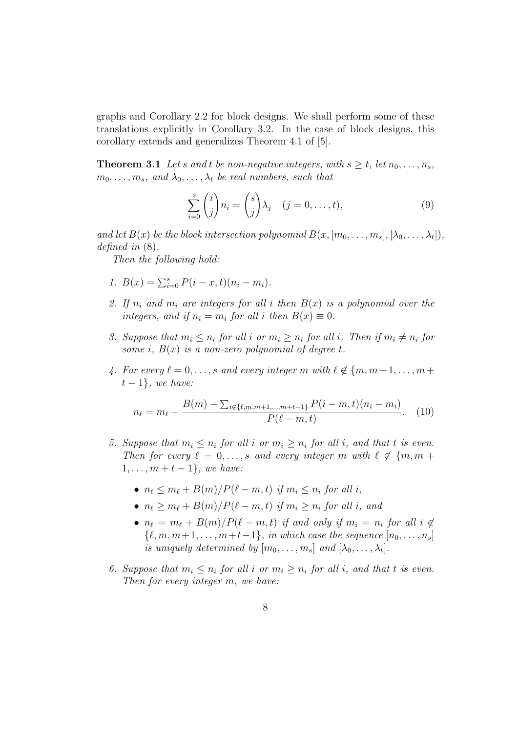graphs and Corollary 2.2 for block designs. We shall perform some of these translations explicitly in Corollary 3.2. In the case of block designs, this corollary extends and generalizes Theorem 4.1 of [5].

**Theorem 3.1** *Let $s$ and $t$ be non-negative integers, with $s \geq t$, let $n_0, \ldots, n_s$, $m_0, \ldots, m_s$, and $\lambda_0, \ldots, \lambda_t$ be real numbers, such that*

$$\sum_{i=0}^{s} \binom{i}{j} n_i = \binom{s}{j} \lambda_j \quad (j = 0, \ldots, t), \tag{9}$$

*and let $B(x)$ be the block intersection polynomial $B(x, [m_0, \ldots, m_s], [\lambda_0, \ldots, \lambda_t])$, defined in* (8).

*Then the following hold:*

1. *$B(x) = \sum_{i=0}^{s} P(i - x, t)(n_i - m_i)$.*

2. *If $n_i$ and $m_i$ are integers for all $i$ then $B(x)$ is a polynomial over the integers, and if $n_i = m_i$ for all $i$ then $B(x) \equiv 0$.*

3. *Suppose that $m_i \leq n_i$ for all $i$ or $m_i \geq n_i$ for all $i$. Then if $m_i \neq n_i$ for some $i$, $B(x)$ is a non-zero polynomial of degree $t$.*

4. *For every $\ell = 0, \ldots, s$ and every integer $m$ with $\ell \notin \{m, m+1, \ldots, m+t-1\}$, we have:*

$$n_\ell = m_\ell + \frac{B(m) - \sum_{i \notin \{\ell, m, m+1, \ldots, m+t-1\}} P(i - m, t)(n_i - m_i)}{P(\ell - m, t)}. \tag{10}$$

5. *Suppose that $m_i \leq n_i$ for all $i$ or $m_i \geq n_i$ for all $i$, and that $t$ is even. Then for every $\ell = 0, \ldots, s$ and every integer $m$ with $\ell \notin \{m, m+1, \ldots, m+t-1\}$, we have:*

   - *$n_\ell \leq m_\ell + B(m)/P(\ell - m, t)$ if $m_i \leq n_i$ for all $i$,*
   - *$n_\ell \geq m_\ell + B(m)/P(\ell - m, t)$ if $m_i \geq n_i$ for all $i$, and*
   - *$n_\ell = m_\ell + B(m)/P(\ell - m, t)$ if and only if $m_i = n_i$ for all $i \notin \{\ell, m, m+1, \ldots, m+t-1\}$, in which case the sequence $[n_0, \ldots, n_s]$ is uniquely determined by $[m_0, \ldots, m_s]$ and $[\lambda_0, \ldots, \lambda_t]$.*

6. *Suppose that $m_i \leq n_i$ for all $i$ or $m_i \geq n_i$ for all $i$, and that $t$ is even. Then for every integer $m$, we have:*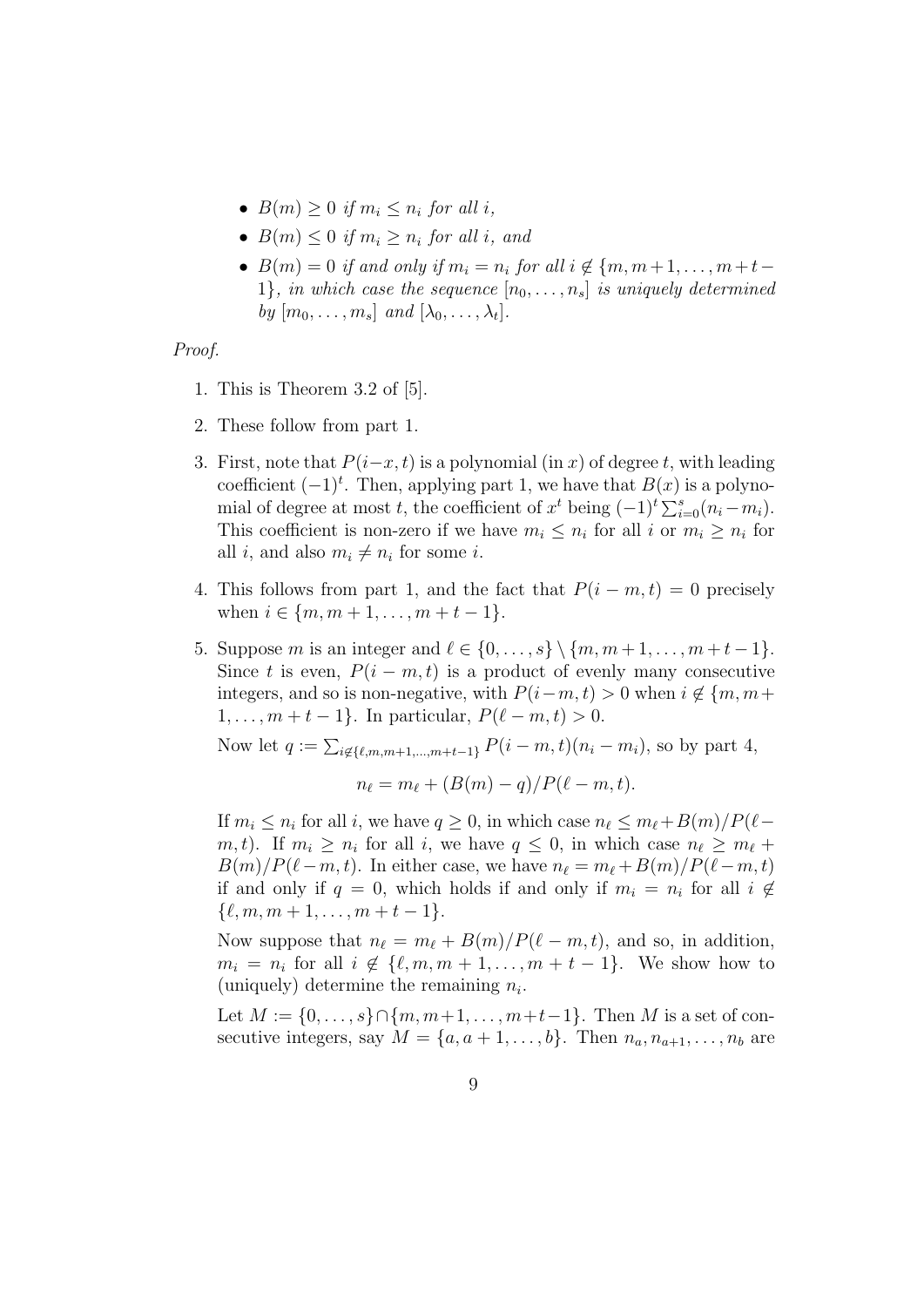- $B(m) \geq 0$ *if* $m_i \leq n_i$ *for all* $i$,
- $B(m) \leq 0$ *if* $m_i \geq n_i$ *for all* $i$, *and*
- $B(m) = 0$ *if and only if* $m_i = n_i$ *for all* $i \notin \{m, m+1, \ldots, m+t-1\}$, *in which case the sequence* $[n_0, \ldots, n_s]$ *is uniquely determined by* $[m_0, \ldots, m_s]$ *and* $[\lambda_0, \ldots, \lambda_t]$.

*Proof.*

1. This is Theorem 3.2 of [5].

2. These follow from part 1.

3. First, note that $P(i-x, t)$ is a polynomial (in $x$) of degree $t$, with leading coefficient $(-1)^t$. Then, applying part 1, we have that $B(x)$ is a polynomial of degree at most $t$, the coefficient of $x^t$ being $(-1)^t \sum_{i=0}^{s}(n_i - m_i)$. This coefficient is non-zero if we have $m_i \leq n_i$ for all $i$ or $m_i \geq n_i$ for all $i$, and also $m_i \neq n_i$ for some $i$.

4. This follows from part 1, and the fact that $P(i - m, t) = 0$ precisely when $i \in \{m, m+1, \ldots, m+t-1\}$.

5. Suppose $m$ is an integer and $\ell \in \{0, \ldots, s\} \setminus \{m, m+1, \ldots, m+t-1\}$. Since $t$ is even, $P(i - m, t)$ is a product of evenly many consecutive integers, and so is non-negative, with $P(i-m, t) > 0$ when $i \notin \{m, m+1, \ldots, m+t-1\}$. In particular, $P(\ell - m, t) > 0$.

   Now let $q := \sum_{i \notin \{\ell, m, m+1, \ldots, m+t-1\}} P(i - m, t)(n_i - m_i)$, so by part 4,

   $$n_\ell = m_\ell + (B(m) - q)/P(\ell - m, t).$$

   If $m_i \leq n_i$ for all $i$, we have $q \geq 0$, in which case $n_\ell \leq m_\ell + B(m)/P(\ell - m, t)$. If $m_i \geq n_i$ for all $i$, we have $q \leq 0$, in which case $n_\ell \geq m_\ell + B(m)/P(\ell - m, t)$. In either case, we have $n_\ell = m_\ell + B(m)/P(\ell - m, t)$ if and only if $q = 0$, which holds if and only if $m_i = n_i$ for all $i \notin \{\ell, m, m+1, \ldots, m+t-1\}$.

   Now suppose that $n_\ell = m_\ell + B(m)/P(\ell - m, t)$, and so, in addition, $m_i = n_i$ for all $i \notin \{\ell, m, m+1, \ldots, m+t-1\}$. We show how to (uniquely) determine the remaining $n_i$.

   Let $M := \{0, \ldots, s\} \cap \{m, m+1, \ldots, m+t-1\}$. Then $M$ is a set of consecutive integers, say $M = \{a, a+1, \ldots, b\}$. Then $n_a, n_{a+1}, \ldots, n_b$ are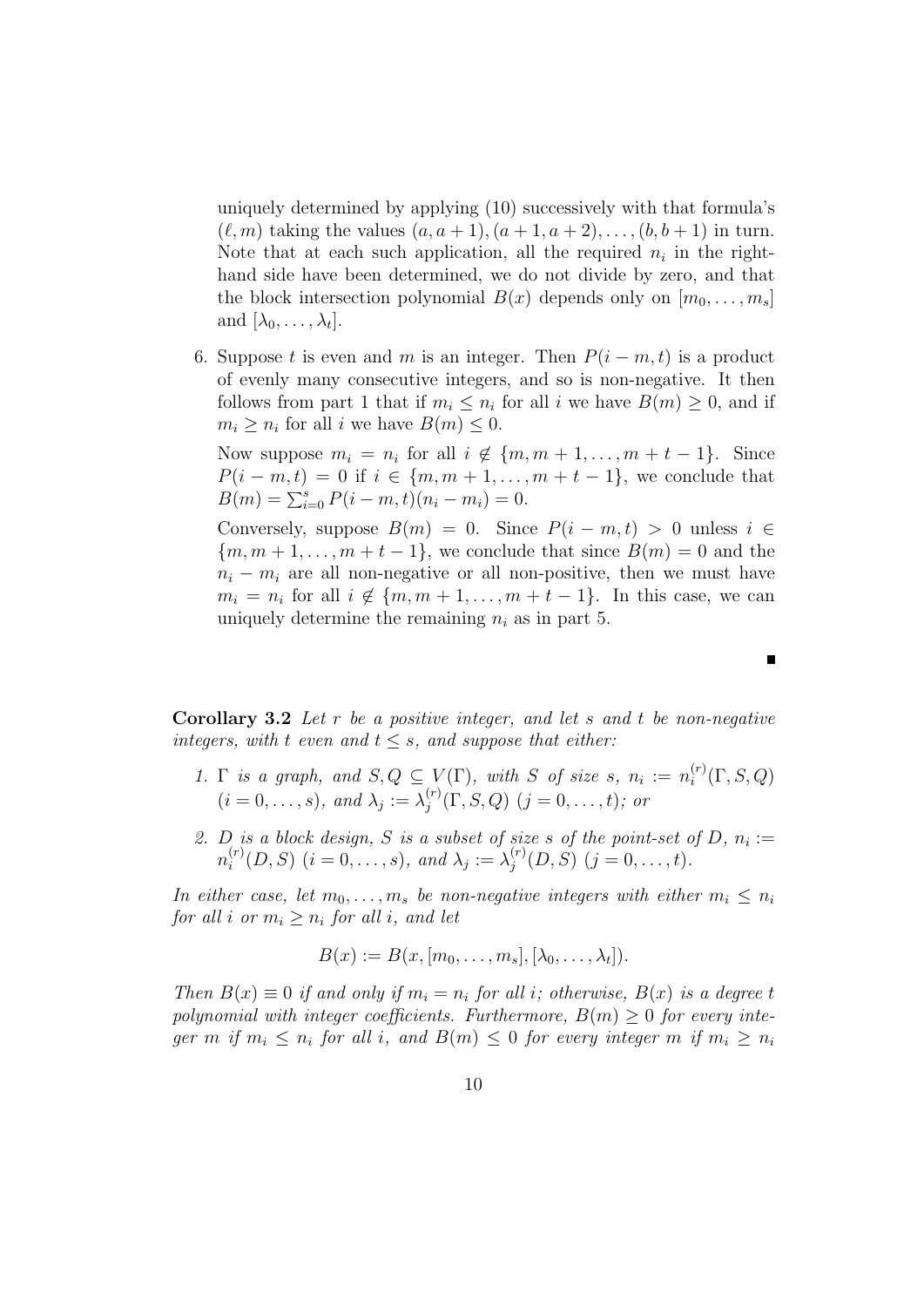uniquely determined by applying (10) successively with that formula's $(\ell, m)$ taking the values $(a, a+1), (a+1, a+2), \ldots, (b, b+1)$ in turn. Note that at each such application, all the required $n_i$ in the right-hand side have been determined, we do not divide by zero, and that the block intersection polynomial $B(x)$ depends only on $[m_0, \ldots, m_s]$ and $[\lambda_0, \ldots, \lambda_t]$.

6. Suppose $t$ is even and $m$ is an integer. Then $P(i-m, t)$ is a product of evenly many consecutive integers, and so is non-negative. It then follows from part 1 that if $m_i \leq n_i$ for all $i$ we have $B(m) \geq 0$, and if $m_i \geq n_i$ for all $i$ we have $B(m) \leq 0$.

   Now suppose $m_i = n_i$ for all $i \notin \{m, m+1, \ldots, m+t-1\}$. Since $P(i-m, t) = 0$ if $i \in \{m, m+1, \ldots, m+t-1\}$, we conclude that $B(m) = \sum_{i=0}^{s} P(i-m, t)(n_i - m_i) = 0$.

   Conversely, suppose $B(m) = 0$. Since $P(i-m, t) > 0$ unless $i \in \{m, m+1, \ldots, m+t-1\}$, we conclude that since $B(m) = 0$ and the $n_i - m_i$ are all non-negative or all non-positive, then we must have $m_i = n_i$ for all $i \notin \{m, m+1, \ldots, m+t-1\}$. In this case, we can uniquely determine the remaining $n_i$ as in part 5.

■

**Corollary 3.2** *Let $r$ be a positive integer, and let $s$ and $t$ be non-negative integers, with $t$ even and $t \leq s$, and suppose that either:*

1. *$\Gamma$ is a graph, and $S, Q \subseteq V(\Gamma)$, with $S$ of size $s$, $n_i := n_i^{(r)}(\Gamma, S, Q)$ $(i = 0, \ldots, s)$, and $\lambda_j := \lambda_j^{(r)}(\Gamma, S, Q)$ $(j = 0, \ldots, t)$; or*
2. *$D$ is a block design, $S$ is a subset of size $s$ of the point-set of $D$, $n_i := n_i^{(r)}(D, S)$ $(i = 0, \ldots, s)$, and $\lambda_j := \lambda_j^{(r)}(D, S)$ $(j = 0, \ldots, t)$.*

*In either case, let $m_0, \ldots, m_s$ be non-negative integers with either $m_i \leq n_i$ for all $i$ or $m_i \geq n_i$ for all $i$, and let*

$$B(x) := B(x, [m_0, \ldots, m_s], [\lambda_0, \ldots, \lambda_t]).$$

*Then $B(x) \equiv 0$ if and only if $m_i = n_i$ for all $i$; otherwise, $B(x)$ is a degree $t$ polynomial with integer coefficients. Furthermore, $B(m) \geq 0$ for every integer $m$ if $m_i \leq n_i$ for all $i$, and $B(m) \leq 0$ for every integer $m$ if $m_i \geq n_i$*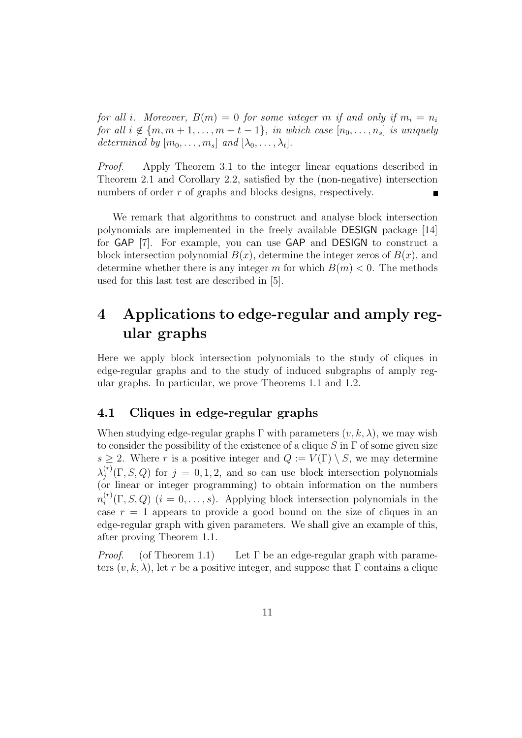*for all $i$. Moreover, $B(m) = 0$ for some integer $m$ if and only if $m_i = n_i$ for all $i \notin \{m, m+1, \ldots, m+t-1\}$, in which case $[n_0, \ldots, n_s]$ is uniquely determined by $[m_0, \ldots, m_s]$ and $[\lambda_0, \ldots, \lambda_t]$.*

*Proof.* Apply Theorem 3.1 to the integer linear equations described in Theorem 2.1 and Corollary 2.2, satisfied by the (non-negative) intersection numbers of order $r$ of graphs and blocks designs, respectively. ∎

We remark that algorithms to construct and analyse block intersection polynomials are implemented in the freely available DESIGN package [14] for GAP [7]. For example, you can use GAP and DESIGN to construct a block intersection polynomial $B(x)$, determine the integer zeros of $B(x)$, and determine whether there is any integer $m$ for which $B(m) < 0$. The methods used for this last test are described in [5].

# 4 Applications to edge-regular and amply regular graphs

Here we apply block intersection polynomials to the study of cliques in edge-regular graphs and to the study of induced subgraphs of amply regular graphs. In particular, we prove Theorems 1.1 and 1.2.

## 4.1 Cliques in edge-regular graphs

When studying edge-regular graphs $\Gamma$ with parameters $(v, k, \lambda)$, we may wish to consider the possibility of the existence of a clique $S$ in $\Gamma$ of some given size $s \geq 2$. Where $r$ is a positive integer and $Q := V(\Gamma) \setminus S$, we may determine $\lambda_j^{(r)}(\Gamma, S, Q)$ for $j = 0, 1, 2$, and so can use block intersection polynomials (or linear or integer programming) to obtain information on the numbers $n_i^{(r)}(\Gamma, S, Q)$ $(i = 0, \ldots, s)$. Applying block intersection polynomials in the case $r = 1$ appears to provide a good bound on the size of cliques in an edge-regular graph with given parameters. We shall give an example of this, after proving Theorem 1.1.

*Proof.* (of Theorem 1.1) Let $\Gamma$ be an edge-regular graph with parameters $(v, k, \lambda)$, let $r$ be a positive integer, and suppose that $\Gamma$ contains a clique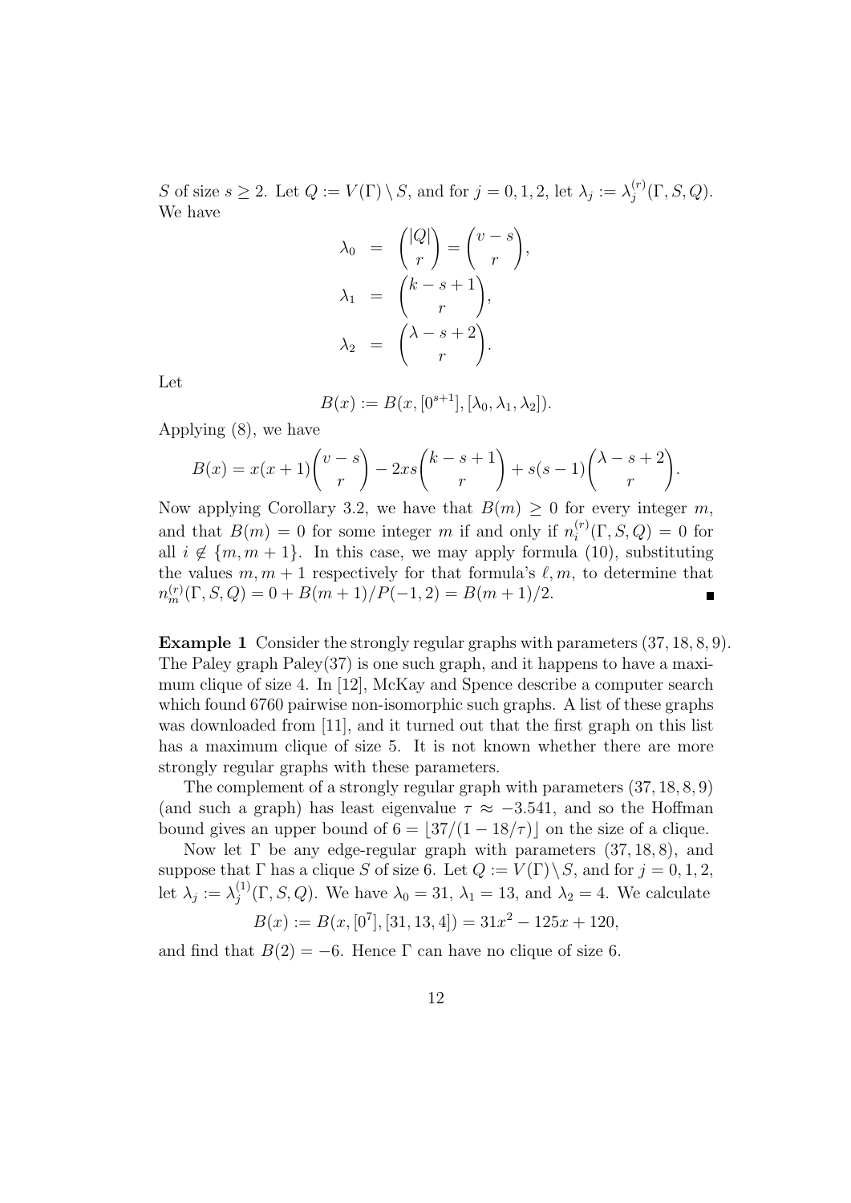$S$ of size $s \geq 2$. Let $Q := V(\Gamma) \setminus S$, and for $j = 0, 1, 2$, let $\lambda_j := \lambda_j^{(r)}(\Gamma, S, Q)$. We have

$$\begin{aligned}
\lambda_0 &= \binom{|Q|}{r} = \binom{v-s}{r}, \\
\lambda_1 &= \binom{k-s+1}{r}, \\
\lambda_2 &= \binom{\lambda-s+2}{r}.
\end{aligned}$$

Let

$$B(x) := B(x, [0^{s+1}], [\lambda_0, \lambda_1, \lambda_2]).$$

Applying (8), we have

$$B(x) = x(x+1)\binom{v-s}{r} - 2xs\binom{k-s+1}{r} + s(s-1)\binom{\lambda-s+2}{r}.$$

Now applying Corollary 3.2, we have that $B(m) \geq 0$ for every integer $m$, and that $B(m) = 0$ for some integer $m$ if and only if $n_i^{(r)}(\Gamma, S, Q) = 0$ for all $i \notin \{m, m+1\}$. In this case, we may apply formula (10), substituting the values $m, m+1$ respectively for that formula's $\ell, m$, to determine that $n_m^{(r)}(\Gamma, S, Q) = 0 + B(m+1)/P(-1, 2) = B(m+1)/2$. ∎

**Example 1** Consider the strongly regular graphs with parameters $(37, 18, 8, 9)$. The Paley graph Paley(37) is one such graph, and it happens to have a maximum clique of size 4. In [12], McKay and Spence describe a computer search which found 6760 pairwise non-isomorphic such graphs. A list of these graphs was downloaded from [11], and it turned out that the first graph on this list has a maximum clique of size 5. It is not known whether there are more strongly regular graphs with these parameters.

The complement of a strongly regular graph with parameters $(37, 18, 8, 9)$ (and such a graph) has least eigenvalue $\tau \approx -3.541$, and so the Hoffman bound gives an upper bound of $6 = \lfloor 37/(1 - 18/\tau) \rfloor$ on the size of a clique.

Now let $\Gamma$ be any edge-regular graph with parameters $(37, 18, 8)$, and suppose that $\Gamma$ has a clique $S$ of size 6. Let $Q := V(\Gamma) \setminus S$, and for $j = 0, 1, 2$, let $\lambda_j := \lambda_j^{(1)}(\Gamma, S, Q)$. We have $\lambda_0 = 31$, $\lambda_1 = 13$, and $\lambda_2 = 4$. We calculate

$$B(x) := B(x, [0^7], [31, 13, 4]) = 31x^2 - 125x + 120,$$

and find that $B(2) = -6$. Hence $\Gamma$ can have no clique of size 6.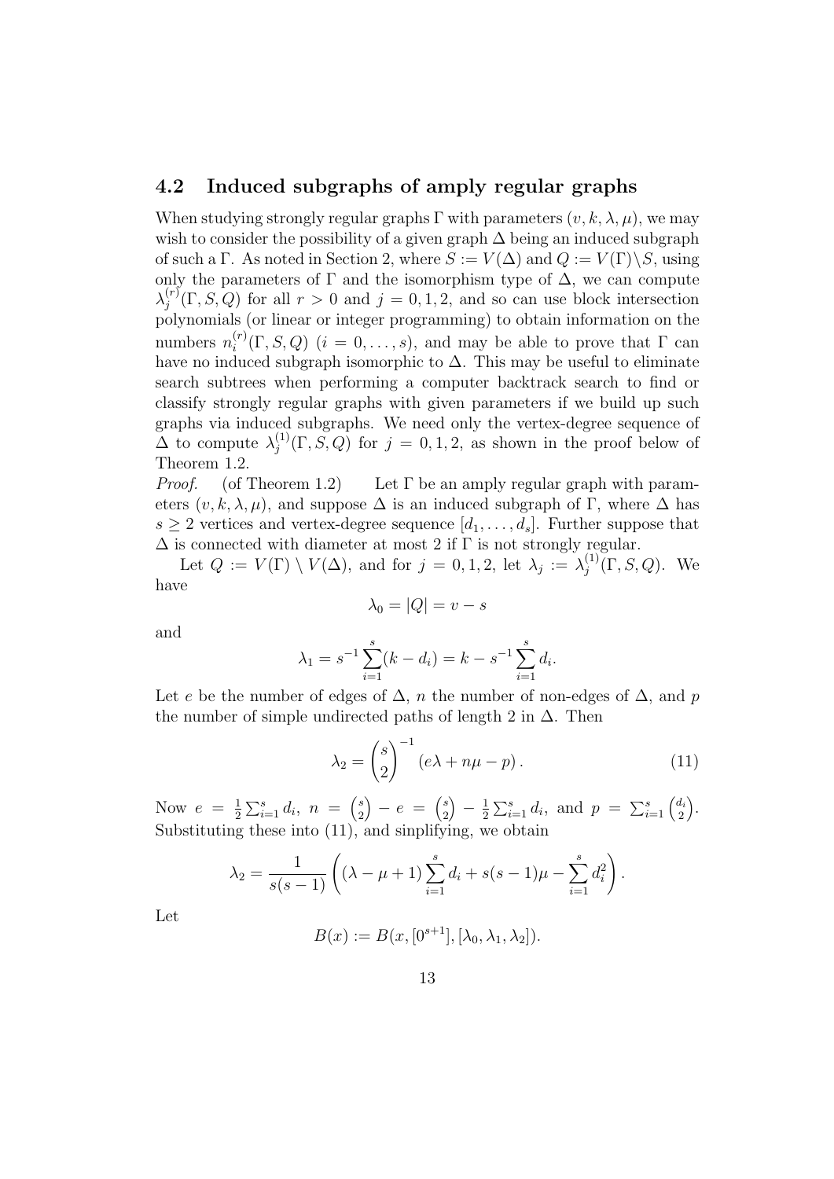### 4.2 Induced subgraphs of amply regular graphs

When studying strongly regular graphs $\Gamma$ with parameters $(v, k, \lambda, \mu)$, we may wish to consider the possibility of a given graph $\Delta$ being an induced subgraph of such a $\Gamma$. As noted in Section 2, where $S := V(\Delta)$ and $Q := V(\Gamma)\setminus S$, using only the parameters of $\Gamma$ and the isomorphism type of $\Delta$, we can compute $\lambda_j^{(r)}(\Gamma, S, Q)$ for all $r > 0$ and $j = 0, 1, 2$, and so can use block intersection polynomials (or linear or integer programming) to obtain information on the numbers $n_i^{(r)}(\Gamma, S, Q)$ $(i = 0, \ldots, s)$, and may be able to prove that $\Gamma$ can have no induced subgraph isomorphic to $\Delta$. This may be useful to eliminate search subtrees when performing a computer backtrack search to find or classify strongly regular graphs with given parameters if we build up such graphs via induced subgraphs. We need only the vertex-degree sequence of $\Delta$ to compute $\lambda_j^{(1)}(\Gamma, S, Q)$ for $j = 0, 1, 2$, as shown in the proof below of Theorem 1.2.

*Proof.* (of Theorem 1.2) Let $\Gamma$ be an amply regular graph with parameters $(v, k, \lambda, \mu)$, and suppose $\Delta$ is an induced subgraph of $\Gamma$, where $\Delta$ has $s \geq 2$ vertices and vertex-degree sequence $[d_1, \ldots, d_s]$. Further suppose that $\Delta$ is connected with diameter at most 2 if $\Gamma$ is not strongly regular.

Let $Q := V(\Gamma) \setminus V(\Delta)$, and for $j = 0, 1, 2$, let $\lambda_j := \lambda_j^{(1)}(\Gamma, S, Q)$. We have

$$\lambda_0 = |Q| = v - s$$

and

$$\lambda_1 = s^{-1}\sum_{i=1}^{s}(k - d_i) = k - s^{-1}\sum_{i=1}^{s} d_i.$$

Let $e$ be the number of edges of $\Delta$, $n$ the number of non-edges of $\Delta$, and $p$ the number of simple undirected paths of length 2 in $\Delta$. Then

$$\lambda_2 = \binom{s}{2}^{-1}(e\lambda + n\mu - p). \tag{11}$$

Now $e = \frac{1}{2}\sum_{i=1}^{s} d_i$, $n = \binom{s}{2} - e = \binom{s}{2} - \frac{1}{2}\sum_{i=1}^{s} d_i$, and $p = \sum_{i=1}^{s}\binom{d_i}{2}$. Substituting these into (11), and sinplifying, we obtain

$$\lambda_2 = \frac{1}{s(s-1)}\left((\lambda - \mu + 1)\sum_{i=1}^{s} d_i + s(s-1)\mu - \sum_{i=1}^{s} d_i^2\right).$$

Let

$$B(x) := B(x, [0^{s+1}], [\lambda_0, \lambda_1, \lambda_2]).$$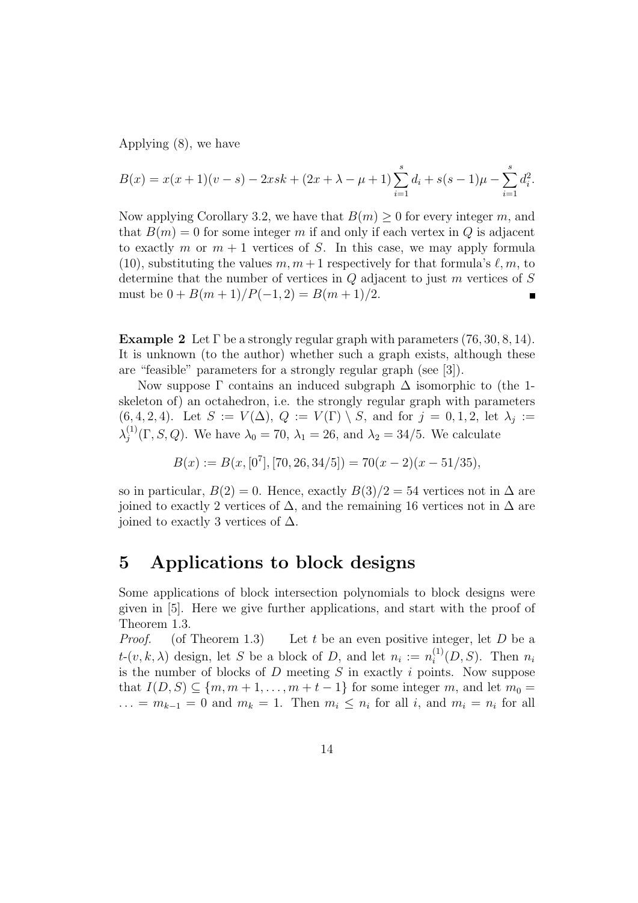Applying (8), we have

$$B(x) = x(x+1)(v-s) - 2xsk + (2x+\lambda-\mu+1)\sum_{i=1}^{s} d_i + s(s-1)\mu - \sum_{i=1}^{s} d_i^2.$$

Now applying Corollary 3.2, we have that $B(m) \geq 0$ for every integer $m$, and that $B(m) = 0$ for some integer $m$ if and only if each vertex in $Q$ is adjacent to exactly $m$ or $m+1$ vertices of $S$. In this case, we may apply formula (10), substituting the values $m, m+1$ respectively for that formula's $\ell, m$, to determine that the number of vertices in $Q$ adjacent to just $m$ vertices of $S$ must be $0 + B(m+1)/P(-1,2) = B(m+1)/2$. ∎

**Example 2** Let $\Gamma$ be a strongly regular graph with parameters $(76, 30, 8, 14)$. It is unknown (to the author) whether such a graph exists, although these are "feasible" parameters for a strongly regular graph (see [3]).

Now suppose $\Gamma$ contains an induced subgraph $\Delta$ isomorphic to (the 1-skeleton of) an octahedron, i.e. the strongly regular graph with parameters $(6, 4, 2, 4)$. Let $S := V(\Delta)$, $Q := V(\Gamma) \setminus S$, and for $j = 0, 1, 2$, let $\lambda_j := \lambda_j^{(1)}(\Gamma, S, Q)$. We have $\lambda_0 = 70$, $\lambda_1 = 26$, and $\lambda_2 = 34/5$. We calculate

$$B(x) := B(x, [0^7], [70, 26, 34/5]) = 70(x-2)(x-51/35),$$

so in particular, $B(2) = 0$. Hence, exactly $B(3)/2 = 54$ vertices not in $\Delta$ are joined to exactly 2 vertices of $\Delta$, and the remaining 16 vertices not in $\Delta$ are joined to exactly 3 vertices of $\Delta$.

# 5 Applications to block designs

Some applications of block intersection polynomials to block designs were given in [5]. Here we give further applications, and start with the proof of Theorem 1.3.

*Proof.* (of Theorem 1.3) Let $t$ be an even positive integer, let $D$ be a $t$-$(v, k, \lambda)$ design, let $S$ be a block of $D$, and let $n_i := n_i^{(1)}(D, S)$. Then $n_i$ is the number of blocks of $D$ meeting $S$ in exactly $i$ points. Now suppose that $I(D, S) \subseteq \{m, m+1, \ldots, m+t-1\}$ for some integer $m$, and let $m_0 = \ldots = m_{k-1} = 0$ and $m_k = 1$. Then $m_i \leq n_i$ for all $i$, and $m_i = n_i$ for all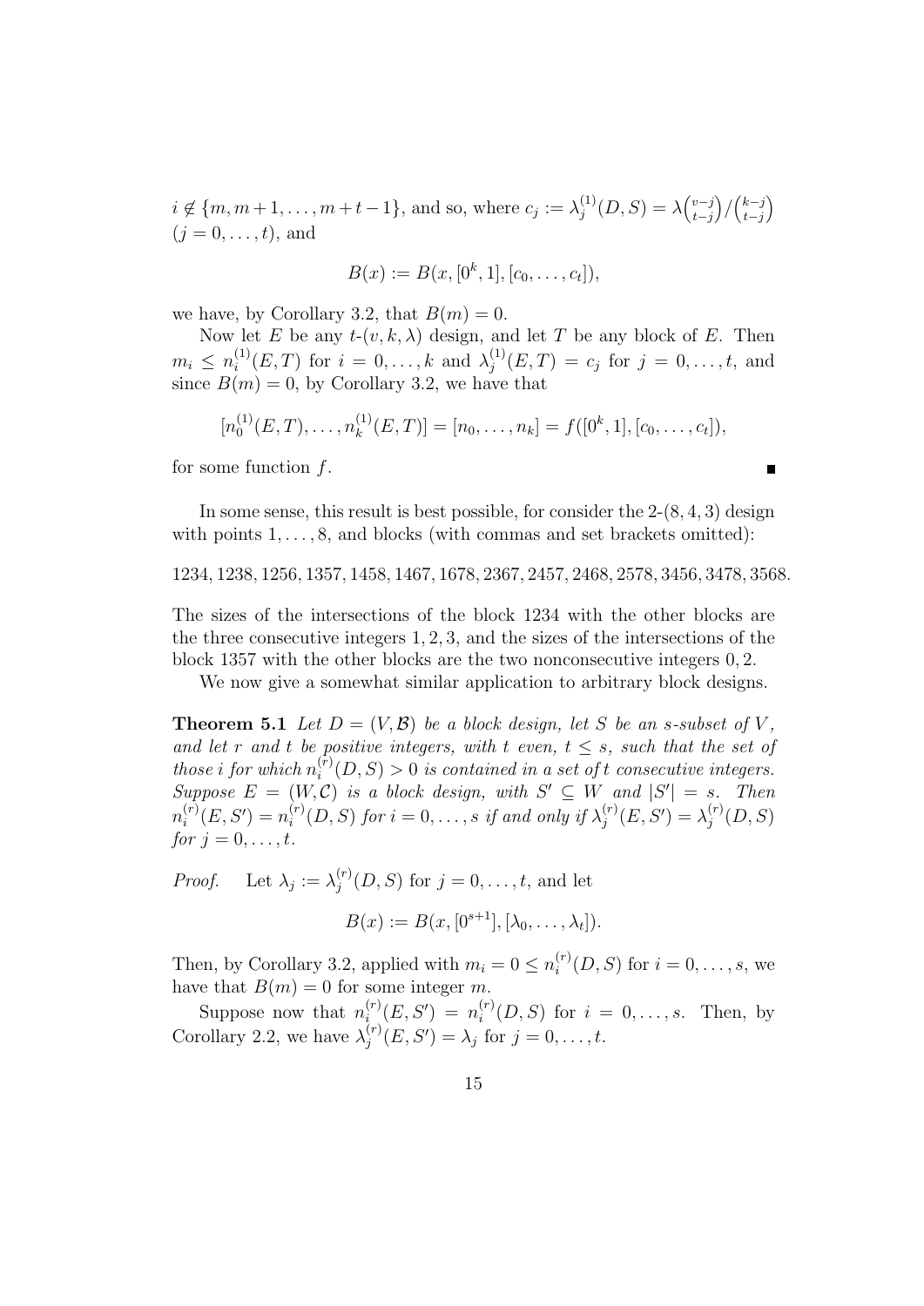$i \notin \{m, m+1, \ldots, m+t-1\}$, and so, where $c_j := \lambda_j^{(1)}(D,S) = \lambda\binom{v-j}{t-j}/\binom{k-j}{t-j}$ $(j = 0, \ldots, t)$, and

$$B(x) := B(x, [0^k, 1], [c_0, \ldots, c_t]),$$

we have, by Corollary 3.2, that $B(m) = 0$.

Now let $E$ be any $t$-$(v, k, \lambda)$ design, and let $T$ be any block of $E$. Then $m_i \le n_i^{(1)}(E,T)$ for $i = 0, \ldots, k$ and $\lambda_j^{(1)}(E,T) = c_j$ for $j = 0, \ldots, t$, and since $B(m) = 0$, by Corollary 3.2, we have that

$$[n_0^{(1)}(E,T), \ldots, n_k^{(1)}(E,T)] = [n_0, \ldots, n_k] = f([0^k, 1], [c_0, \ldots, c_t]),$$

for some function $f$. ∎

In some sense, this result is best possible, for consider the 2-$(8, 4, 3)$ design with points $1, \ldots, 8$, and blocks (with commas and set brackets omitted):

1234, 1238, 1256, 1357, 1458, 1467, 1678, 2367, 2457, 2468, 2578, 3456, 3478, 3568.

The sizes of the intersections of the block 1234 with the other blocks are the three consecutive integers $1, 2, 3$, and the sizes of the intersections of the block 1357 with the other blocks are the two nonconsecutive integers $0, 2$.

We now give a somewhat similar application to arbitrary block designs.

**Theorem 5.1** *Let $D = (V, \mathcal{B})$ be a block design, let $S$ be an $s$-subset of $V$, and let $r$ and $t$ be positive integers, with $t$ even, $t \le s$, such that the set of those $i$ for which $n_i^{(r)}(D,S) > 0$ is contained in a set of $t$ consecutive integers. Suppose $E = (W, \mathcal{C})$ is a block design, with $S' \subseteq W$ and $|S'| = s$. Then $n_i^{(r)}(E,S') = n_i^{(r)}(D,S)$ for $i = 0, \ldots, s$ if and only if $\lambda_j^{(r)}(E,S') = \lambda_j^{(r)}(D,S)$ for $j = 0, \ldots, t$.*

*Proof.* Let $\lambda_j := \lambda_j^{(r)}(D,S)$ for $j = 0, \ldots, t$, and let

$$B(x) := B(x, [0^{s+1}], [\lambda_0, \ldots, \lambda_t]).$$

Then, by Corollary 3.2, applied with $m_i = 0 \le n_i^{(r)}(D,S)$ for $i = 0, \ldots, s$, we have that $B(m) = 0$ for some integer $m$.

Suppose now that $n_i^{(r)}(E,S') = n_i^{(r)}(D,S)$ for $i = 0, \ldots, s$. Then, by Corollary 2.2, we have $\lambda_j^{(r)}(E,S') = \lambda_j$ for $j = 0, \ldots, t$.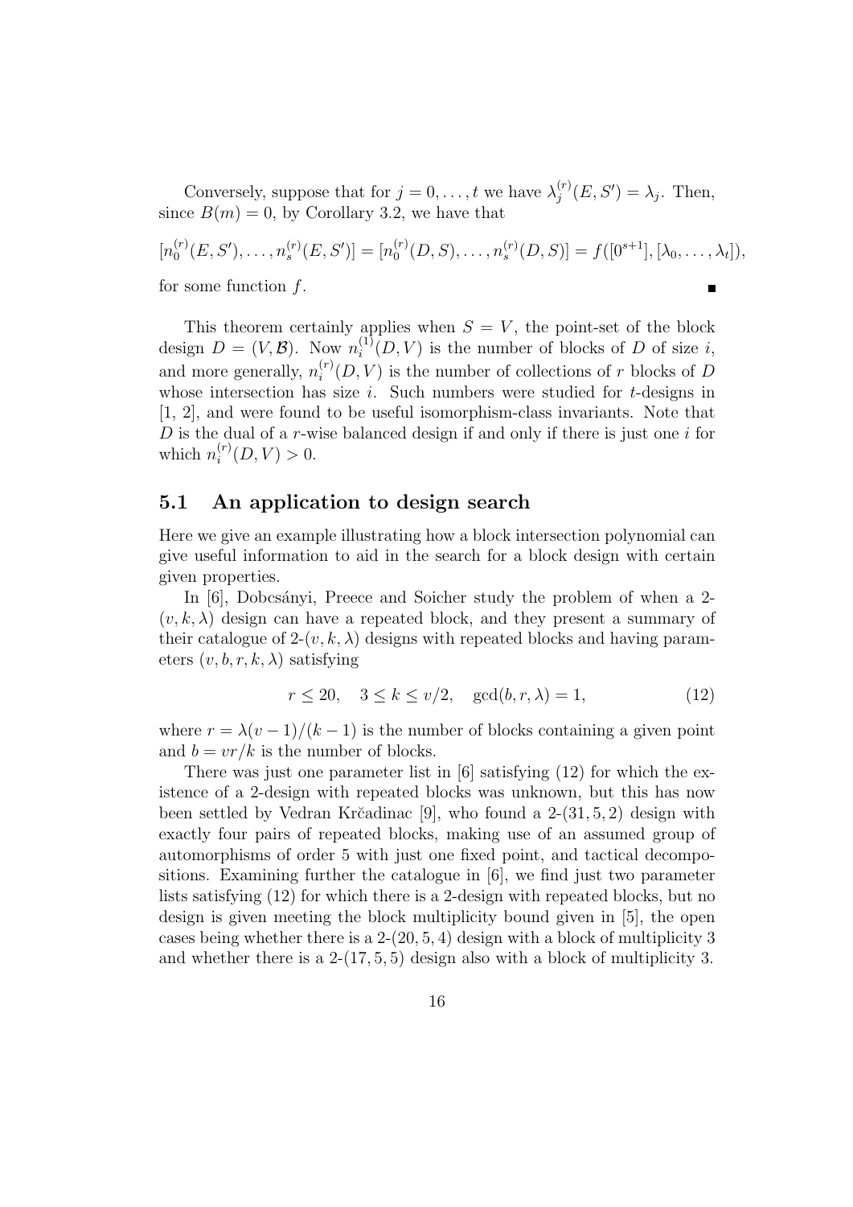Conversely, suppose that for $j = 0, \ldots, t$ we have $\lambda_j^{(r)}(E, S') = \lambda_j$. Then, since $B(m) = 0$, by Corollary 3.2, we have that

$$[n_0^{(r)}(E, S'), \ldots, n_s^{(r)}(E, S')] = [n_0^{(r)}(D, S), \ldots, n_s^{(r)}(D, S)] = f([0^{s+1}], [\lambda_0, \ldots, \lambda_t]),$$

for some function $f$. ∎

This theorem certainly applies when $S = V$, the point-set of the block design $D = (V, \mathcal{B})$. Now $n_i^{(1)}(D, V)$ is the number of blocks of $D$ of size $i$, and more generally, $n_i^{(r)}(D, V)$ is the number of collections of $r$ blocks of $D$ whose intersection has size $i$. Such numbers were studied for $t$-designs in [1, 2], and were found to be useful isomorphism-class invariants. Note that $D$ is the dual of a $r$-wise balanced design if and only if there is just one $i$ for which $n_i^{(r)}(D, V) > 0$.

## 5.1 An application to design search

Here we give an example illustrating how a block intersection polynomial can give useful information to aid in the search for a block design with certain given properties.

In [6], Dobcsányi, Preece and Soicher study the problem of when a 2-$(v, k, \lambda)$ design can have a repeated block, and they present a summary of their catalogue of 2-$(v, k, \lambda)$ designs with repeated blocks and having parameters $(v, b, r, k, \lambda)$ satisfying

$$r \leq 20, \quad 3 \leq k \leq v/2, \quad \gcd(b, r, \lambda) = 1, \tag{12}$$

where $r = \lambda(v-1)/(k-1)$ is the number of blocks containing a given point and $b = vr/k$ is the number of blocks.

There was just one parameter list in [6] satisfying (12) for which the existence of a 2-design with repeated blocks was unknown, but this has now been settled by Vedran Krčadinac [9], who found a 2-$(31, 5, 2)$ design with exactly four pairs of repeated blocks, making use of an assumed group of automorphisms of order 5 with just one fixed point, and tactical decompositions. Examining further the catalogue in [6], we find just two parameter lists satisfying (12) for which there is a 2-design with repeated blocks, but no design is given meeting the block multiplicity bound given in [5], the open cases being whether there is a 2-$(20, 5, 4)$ design with a block of multiplicity 3 and whether there is a 2-$(17, 5, 5)$ design also with a block of multiplicity 3.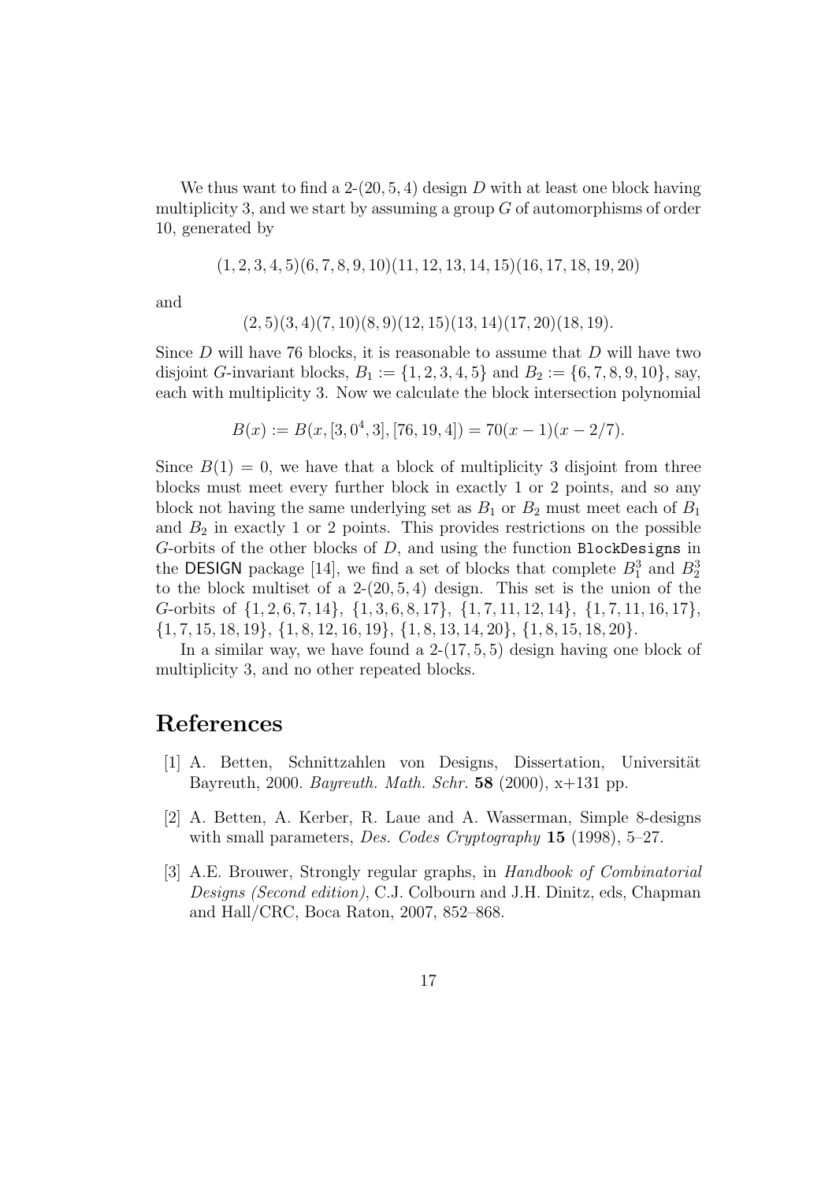We thus want to find a 2-$(20, 5, 4)$ design $D$ with at least one block having multiplicity 3, and we start by assuming a group $G$ of automorphisms of order 10, generated by

$$(1, 2, 3, 4, 5)(6, 7, 8, 9, 10)(11, 12, 13, 14, 15)(16, 17, 18, 19, 20)$$

and

$$(2, 5)(3, 4)(7, 10)(8, 9)(12, 15)(13, 14)(17, 20)(18, 19).$$

Since $D$ will have 76 blocks, it is reasonable to assume that $D$ will have two disjoint $G$-invariant blocks, $B_1 := \{1, 2, 3, 4, 5\}$ and $B_2 := \{6, 7, 8, 9, 10\}$, say, each with multiplicity 3. Now we calculate the block intersection polynomial

$$B(x) := B(x, [3, 0^4, 3], [76, 19, 4]) = 70(x - 1)(x - 2/7).$$

Since $B(1) = 0$, we have that a block of multiplicity 3 disjoint from three blocks must meet every further block in exactly 1 or 2 points, and so any block not having the same underlying set as $B_1$ or $B_2$ must meet each of $B_1$ and $B_2$ in exactly 1 or 2 points. This provides restrictions on the possible $G$-orbits of the other blocks of $D$, and using the function `BlockDesigns` in the DESIGN package [14], we find a set of blocks that complete $B_1^3$ and $B_2^3$ to the block multiset of a 2-$(20, 5, 4)$ design. This set is the union of the $G$-orbits of $\{1, 2, 6, 7, 14\}$, $\{1, 3, 6, 8, 17\}$, $\{1, 7, 11, 12, 14\}$, $\{1, 7, 11, 16, 17\}$, $\{1, 7, 15, 18, 19\}$, $\{1, 8, 12, 16, 19\}$, $\{1, 8, 13, 14, 20\}$, $\{1, 8, 15, 18, 20\}$.

In a similar way, we have found a 2-$(17, 5, 5)$ design having one block of multiplicity 3, and no other repeated blocks.

# References

[1] A. Betten, Schnittzahlen von Designs, Dissertation, Universität Bayreuth, 2000. *Bayreuth. Math. Schr.* **58** (2000), x+131 pp.

[2] A. Betten, A. Kerber, R. Laue and A. Wasserman, Simple 8-designs with small parameters, *Des. Codes Cryptography* **15** (1998), 5–27.

[3] A.E. Brouwer, Strongly regular graphs, in *Handbook of Combinatorial Designs (Second edition)*, C.J. Colbourn and J.H. Dinitz, eds, Chapman and Hall/CRC, Boca Raton, 2007, 852–868.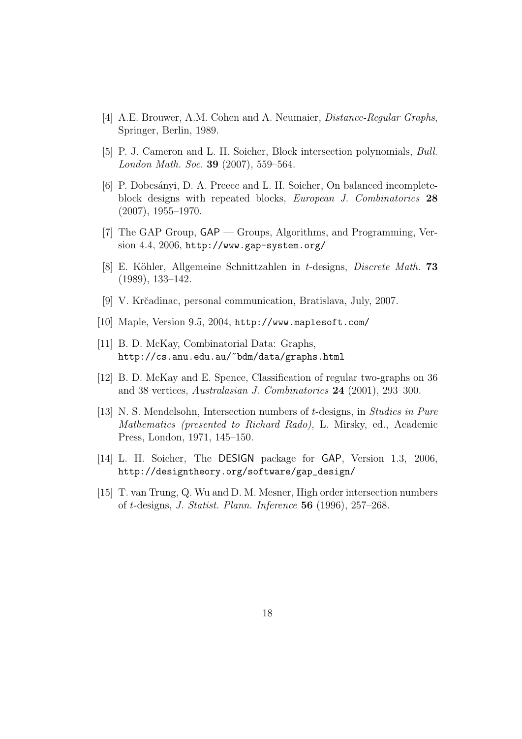[4] A.E. Brouwer, A.M. Cohen and A. Neumaier, *Distance-Regular Graphs*, Springer, Berlin, 1989.

[5] P. J. Cameron and L. H. Soicher, Block intersection polynomials, *Bull. London Math. Soc.* **39** (2007), 559–564.

[6] P. Dobcsányi, D. A. Preece and L. H. Soicher, On balanced incomplete-block designs with repeated blocks, *European J. Combinatorics* **28** (2007), 1955–1970.

[7] The GAP Group, GAP — Groups, Algorithms, and Programming, Version 4.4, 2006, `http://www.gap-system.org/`

[8] E. Köhler, Allgemeine Schnittzahlen in $t$-designs, *Discrete Math.* **73** (1989), 133–142.

[9] V. Krčadinac, personal communication, Bratislava, July, 2007.

[10] Maple, Version 9.5, 2004, `http://www.maplesoft.com/`

[11] B. D. McKay, Combinatorial Data: Graphs, `http://cs.anu.edu.au/~bdm/data/graphs.html`

[12] B. D. McKay and E. Spence, Classification of regular two-graphs on 36 and 38 vertices, *Australasian J. Combinatorics* **24** (2001), 293–300.

[13] N. S. Mendelsohn, Intersection numbers of $t$-designs, in *Studies in Pure Mathematics (presented to Richard Rado)*, L. Mirsky, ed., Academic Press, London, 1971, 145–150.

[14] L. H. Soicher, The DESIGN package for GAP, Version 1.3, 2006, `http://designtheory.org/software/gap_design/`

[15] T. van Trung, Q. Wu and D. M. Mesner, High order intersection numbers of $t$-designs, *J. Statist. Plann. Inference* **56** (1996), 257–268.